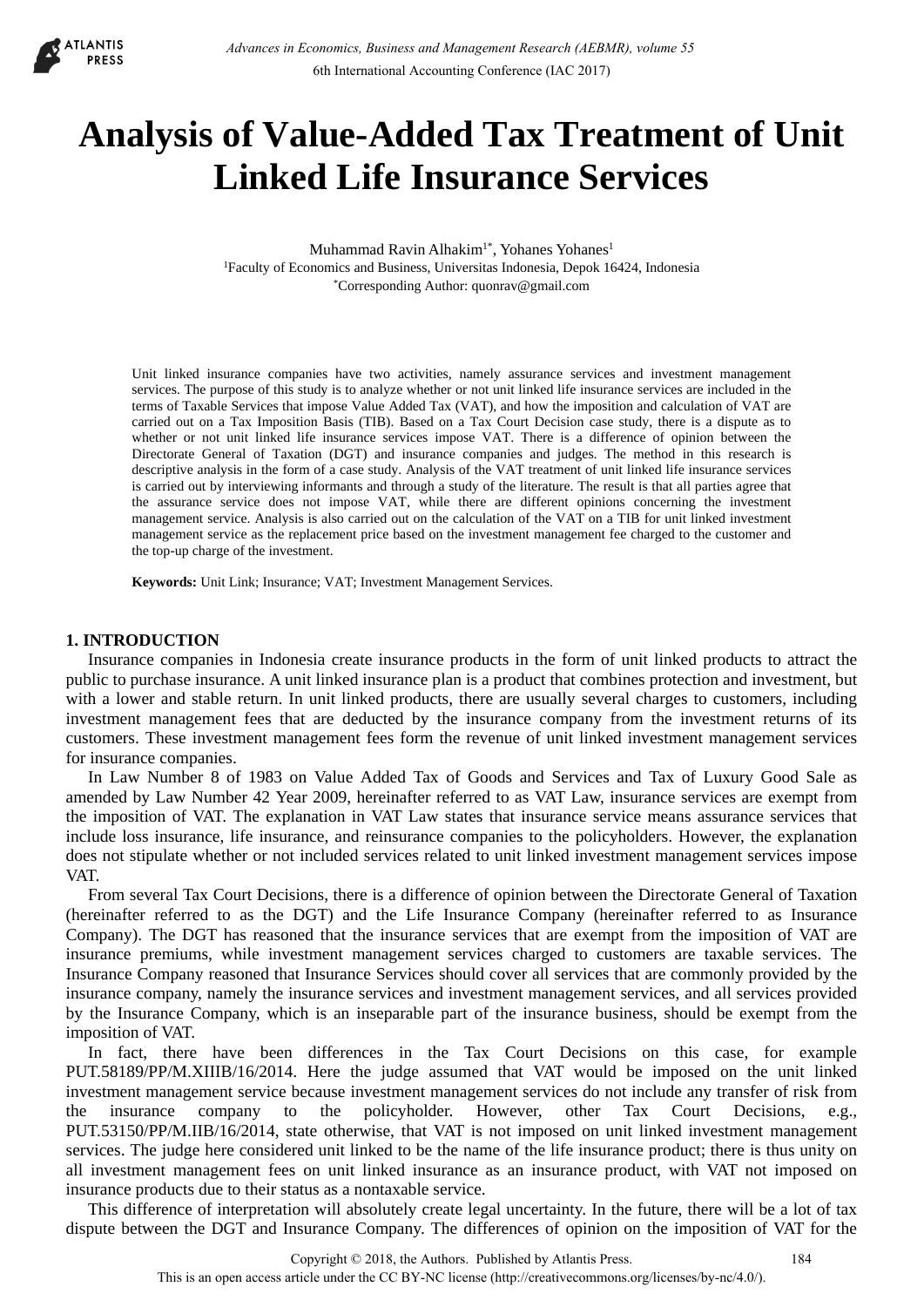# Analysis of Value-Added Tax Treatment of Unit Linked Life Insurance Services

Muhammad Ravin Alhakim[1*], Yohanes Yohanes[1]

[1]Faculty of Economics and Business, Universitas Indonesia, Depok 16424, Indonesia

[*]Corresponding Author: quonrav@gmail.com

Unit linked insurance companies have two activities, namely assurance services and investment management services. The purpose of this study is to analyze whether or not unit linked life insurance services are included in the terms of Taxable Services that impose Value Added Tax (VAT), and how the imposition and calculation of VAT are carried out on a Tax Imposition Basis (TIB). Based on a Tax Court Decision case study, there is a dispute as to whether or not unit linked life insurance services impose VAT. There is a difference of opinion between the Directorate General of Taxation (DGT) and insurance companies and judges. The method in this research is descriptive analysis in the form of a case study. Analysis of the VAT treatment of unit linked life insurance services is carried out by interviewing informants and through a study of the literature. The result is that all parties agree that the assurance service does not impose VAT, while there are different opinions concerning the investment management service. Analysis is also carried out on the calculation of the VAT on a TIB for unit linked investment management service as the replacement price based on the investment management fee charged to the customer and the top-up charge of the investment.

**Keywords:** Unit Link; Insurance; VAT; Investment Management Services.

## 1. INTRODUCTION

Insurance companies in Indonesia create insurance products in the form of unit linked products to attract the public to purchase insurance. A unit linked insurance plan is a product that combines protection and investment, but with a lower and stable return. In unit linked products, there are usually several charges to customers, including investment management fees that are deducted by the insurance company from the investment returns of its customers. These investment management fees form the revenue of unit linked investment management services for insurance companies.

In Law Number 8 of 1983 on Value Added Tax of Goods and Services and Tax of Luxury Good Sale as amended by Law Number 42 Year 2009, hereinafter referred to as VAT Law, insurance services are exempt from the imposition of VAT. The explanation in VAT Law states that insurance service means assurance services that include loss insurance, life insurance, and reinsurance companies to the policyholders. However, the explanation does not stipulate whether or not included services related to unit linked investment management services impose VAT.

From several Tax Court Decisions, there is a difference of opinion between the Directorate General of Taxation (hereinafter referred to as the DGT) and the Life Insurance Company (hereinafter referred to as Insurance Company). The DGT has reasoned that the insurance services that are exempt from the imposition of VAT are insurance premiums, while investment management services charged to customers are taxable services. The Insurance Company reasoned that Insurance Services should cover all services that are commonly provided by the insurance company, namely the insurance services and investment management services, and all services provided by the Insurance Company, which is an inseparable part of the insurance business, should be exempt from the imposition of VAT.

In fact, there have been differences in the Tax Court Decisions on this case, for example PUT.58189/PP/M.XIIIB/16/2014. Here the judge assumed that VAT would be imposed on the unit linked investment management service because investment management services do not include any transfer of risk from the insurance company to the policyholder. However, other Tax Court Decisions, e.g., PUT.53150/PP/M.IIB/16/2014, state otherwise, that VAT is not imposed on unit linked investment management services. The judge here considered unit linked to be the name of the life insurance product; there is thus unity on all investment management fees on unit linked insurance as an insurance product, with VAT not imposed on insurance products due to their status as a nontaxable service.

This difference of interpretation will absolutely create legal uncertainty. In the future, there will be a lot of tax dispute between the DGT and Insurance Company. The differences of opinion on the imposition of VAT for the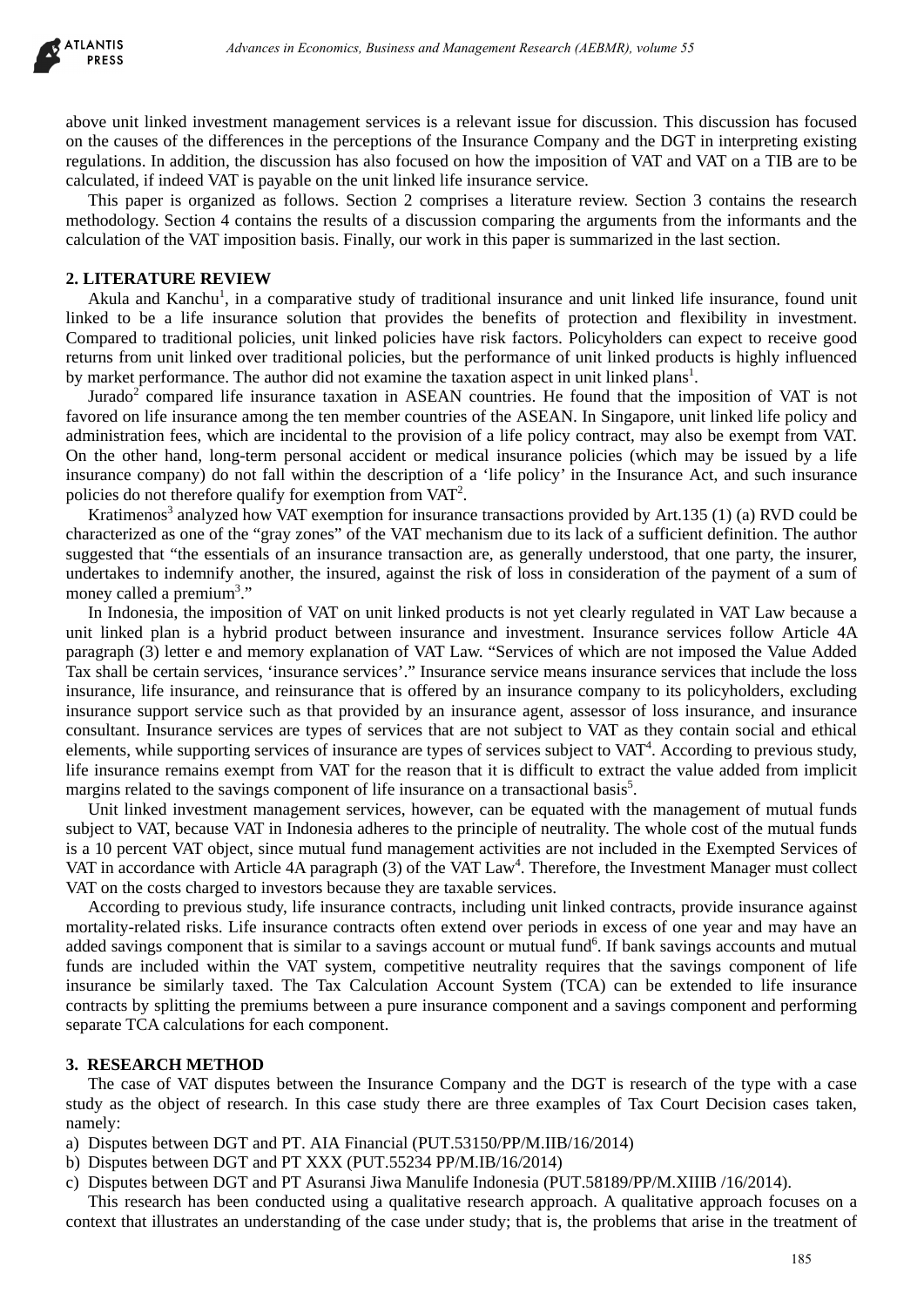above unit linked investment management services is a relevant issue for discussion. This discussion has focused on the causes of the differences in the perceptions of the Insurance Company and the DGT in interpreting existing regulations. In addition, the discussion has also focused on how the imposition of VAT and VAT on a TIB are to be calculated, if indeed VAT is payable on the unit linked life insurance service.

This paper is organized as follows. Section 2 comprises a literature review. Section 3 contains the research methodology. Section 4 contains the results of a discussion comparing the arguments from the informants and the calculation of the VAT imposition basis. Finally, our work in this paper is summarized in the last section.

## 2. LITERATURE REVIEW

Akula and Kanchu[1], in a comparative study of traditional insurance and unit linked life insurance, found unit linked to be a life insurance solution that provides the benefits of protection and flexibility in investment. Compared to traditional policies, unit linked policies have risk factors. Policyholders can expect to receive good returns from unit linked over traditional policies, but the performance of unit linked products is highly influenced by market performance. The author did not examine the taxation aspect in unit linked plans[1].

Jurado[2] compared life insurance taxation in ASEAN countries. He found that the imposition of VAT is not favored on life insurance among the ten member countries of the ASEAN. In Singapore, unit linked life policy and administration fees, which are incidental to the provision of a life policy contract, may also be exempt from VAT. On the other hand, long-term personal accident or medical insurance policies (which may be issued by a life insurance company) do not fall within the description of a 'life policy' in the Insurance Act, and such insurance policies do not therefore qualify for exemption from VAT[2].

Kratimenos[3] analyzed how VAT exemption for insurance transactions provided by Art.135 (1) (a) RVD could be characterized as one of the "gray zones" of the VAT mechanism due to its lack of a sufficient definition. The author suggested that "the essentials of an insurance transaction are, as generally understood, that one party, the insurer, undertakes to indemnify another, the insured, against the risk of loss in consideration of the payment of a sum of money called a premium[3]."

In Indonesia, the imposition of VAT on unit linked products is not yet clearly regulated in VAT Law because a unit linked plan is a hybrid product between insurance and investment. Insurance services follow Article 4A paragraph (3) letter e and memory explanation of VAT Law. "Services of which are not imposed the Value Added Tax shall be certain services, 'insurance services'." Insurance service means insurance services that include the loss insurance, life insurance, and reinsurance that is offered by an insurance company to its policyholders, excluding insurance support service such as that provided by an insurance agent, assessor of loss insurance, and insurance consultant. Insurance services are types of services that are not subject to VAT as they contain social and ethical elements, while supporting services of insurance are types of services subject to VAT[4]. According to previous study, life insurance remains exempt from VAT for the reason that it is difficult to extract the value added from implicit margins related to the savings component of life insurance on a transactional basis[5].

Unit linked investment management services, however, can be equated with the management of mutual funds subject to VAT, because VAT in Indonesia adheres to the principle of neutrality. The whole cost of the mutual funds is a 10 percent VAT object, since mutual fund management activities are not included in the Exempted Services of VAT in accordance with Article 4A paragraph (3) of the VAT Law[4]. Therefore, the Investment Manager must collect VAT on the costs charged to investors because they are taxable services.

According to previous study, life insurance contracts, including unit linked contracts, provide insurance against mortality-related risks. Life insurance contracts often extend over periods in excess of one year and may have an added savings component that is similar to a savings account or mutual fund[6]. If bank savings accounts and mutual funds are included within the VAT system, competitive neutrality requires that the savings component of life insurance be similarly taxed. The Tax Calculation Account System (TCA) can be extended to life insurance contracts by splitting the premiums between a pure insurance component and a savings component and performing separate TCA calculations for each component.

## 3. RESEARCH METHOD

The case of VAT disputes between the Insurance Company and the DGT is research of the type with a case study as the object of research. In this case study there are three examples of Tax Court Decision cases taken, namely:

a) Disputes between DGT and PT. AIA Financial (PUT.53150/PP/M.IIB/16/2014)
b) Disputes between DGT and PT XXX (PUT.55234 PP/M.IB/16/2014)
c) Disputes between DGT and PT Asuransi Jiwa Manulife Indonesia (PUT.58189/PP/M.XIIIB /16/2014).

This research has been conducted using a qualitative research approach. A qualitative approach focuses on a context that illustrates an understanding of the case under study; that is, the problems that arise in the treatment of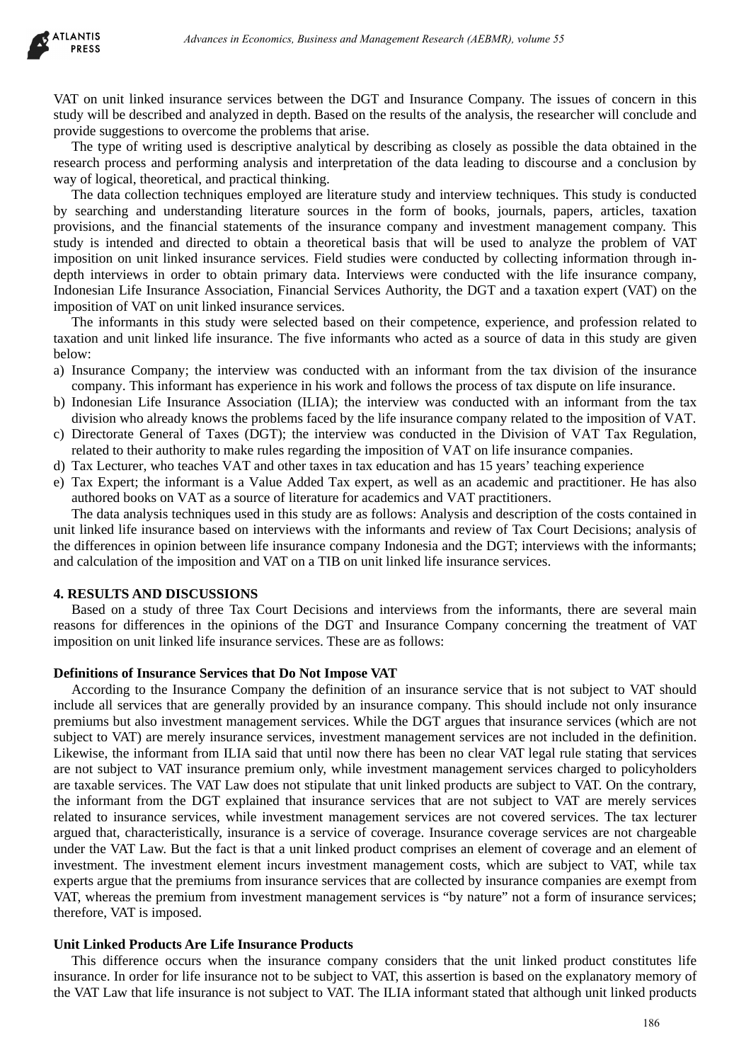VAT on unit linked insurance services between the DGT and Insurance Company. The issues of concern in this study will be described and analyzed in depth. Based on the results of the analysis, the researcher will conclude and provide suggestions to overcome the problems that arise.

The type of writing used is descriptive analytical by describing as closely as possible the data obtained in the research process and performing analysis and interpretation of the data leading to discourse and a conclusion by way of logical, theoretical, and practical thinking.

The data collection techniques employed are literature study and interview techniques. This study is conducted by searching and understanding literature sources in the form of books, journals, papers, articles, taxation provisions, and the financial statements of the insurance company and investment management company. This study is intended and directed to obtain a theoretical basis that will be used to analyze the problem of VAT imposition on unit linked insurance services. Field studies were conducted by collecting information through in-depth interviews in order to obtain primary data. Interviews were conducted with the life insurance company, Indonesian Life Insurance Association, Financial Services Authority, the DGT and a taxation expert (VAT) on the imposition of VAT on unit linked insurance services.

The informants in this study were selected based on their competence, experience, and profession related to taxation and unit linked life insurance. The five informants who acted as a source of data in this study are given below:

a) Insurance Company; the interview was conducted with an informant from the tax division of the insurance company. This informant has experience in his work and follows the process of tax dispute on life insurance.
b) Indonesian Life Insurance Association (ILIA); the interview was conducted with an informant from the tax division who already knows the problems faced by the life insurance company related to the imposition of VAT.
c) Directorate General of Taxes (DGT); the interview was conducted in the Division of VAT Tax Regulation, related to their authority to make rules regarding the imposition of VAT on life insurance companies.
d) Tax Lecturer, who teaches VAT and other taxes in tax education and has 15 years' teaching experience
e) Tax Expert; the informant is a Value Added Tax expert, as well as an academic and practitioner. He has also authored books on VAT as a source of literature for academics and VAT practitioners.

The data analysis techniques used in this study are as follows: Analysis and description of the costs contained in unit linked life insurance based on interviews with the informants and review of Tax Court Decisions; analysis of the differences in opinion between life insurance company Indonesia and the DGT; interviews with the informants; and calculation of the imposition and VAT on a TIB on unit linked life insurance services.

## 4. RESULTS AND DISCUSSIONS

Based on a study of three Tax Court Decisions and interviews from the informants, there are several main reasons for differences in the opinions of the DGT and Insurance Company concerning the treatment of VAT imposition on unit linked life insurance services. These are as follows:

### Definitions of Insurance Services that Do Not Impose VAT

According to the Insurance Company the definition of an insurance service that is not subject to VAT should include all services that are generally provided by an insurance company. This should include not only insurance premiums but also investment management services. While the DGT argues that insurance services (which are not subject to VAT) are merely insurance services, investment management services are not included in the definition. Likewise, the informant from ILIA said that until now there has been no clear VAT legal rule stating that services are not subject to VAT insurance premium only, while investment management services charged to policyholders are taxable services. The VAT Law does not stipulate that unit linked products are subject to VAT. On the contrary, the informant from the DGT explained that insurance services that are not subject to VAT are merely services related to insurance services, while investment management services are not covered services. The tax lecturer argued that, characteristically, insurance is a service of coverage. Insurance coverage services are not chargeable under the VAT Law. But the fact is that a unit linked product comprises an element of coverage and an element of investment. The investment element incurs investment management costs, which are subject to VAT, while tax experts argue that the premiums from insurance services that are collected by insurance companies are exempt from VAT, whereas the premium from investment management services is "by nature" not a form of insurance services; therefore, VAT is imposed.

### Unit Linked Products Are Life Insurance Products

This difference occurs when the insurance company considers that the unit linked product constitutes life insurance. In order for life insurance not to be subject to VAT, this assertion is based on the explanatory memory of the VAT Law that life insurance is not subject to VAT. The ILIA informant stated that although unit linked products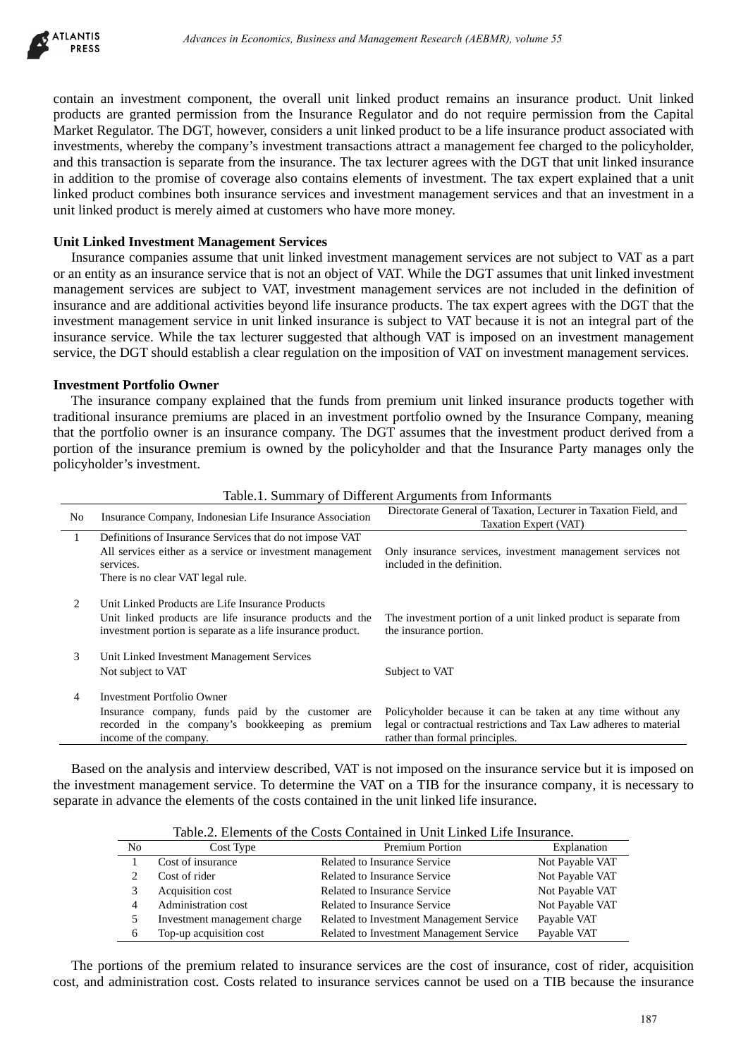contain an investment component, the overall unit linked product remains an insurance product. Unit linked products are granted permission from the Insurance Regulator and do not require permission from the Capital Market Regulator. The DGT, however, considers a unit linked product to be a life insurance product associated with investments, whereby the company's investment transactions attract a management fee charged to the policyholder, and this transaction is separate from the insurance. The tax lecturer agrees with the DGT that unit linked insurance in addition to the promise of coverage also contains elements of investment. The tax expert explained that a unit linked product combines both insurance services and investment management services and that an investment in a unit linked product is merely aimed at customers who have more money.

**Unit Linked Investment Management Services**

Insurance companies assume that unit linked investment management services are not subject to VAT as a part or an entity as an insurance service that is not an object of VAT. While the DGT assumes that unit linked investment management services are subject to VAT, investment management services are not included in the definition of insurance and are additional activities beyond life insurance products. The tax expert agrees with the DGT that the investment management service in unit linked insurance is subject to VAT because it is not an integral part of the insurance service. While the tax lecturer suggested that although VAT is imposed on an investment management service, the DGT should establish a clear regulation on the imposition of VAT on investment management services.

**Investment Portfolio Owner**

The insurance company explained that the funds from premium unit linked insurance products together with traditional insurance premiums are placed in an investment portfolio owned by the Insurance Company, meaning that the portfolio owner is an insurance company. The DGT assumes that the investment product derived from a portion of the insurance premium is owned by the policyholder and that the Insurance Party manages only the policyholder's investment.

Table.1. Summary of Different Arguments from Informants

| No | Insurance Company, Indonesian Life Insurance Association | Directorate General of Taxation, Lecturer in Taxation Field, and Taxation Expert (VAT) |
|---|---|---|
| 1 | Definitions of Insurance Services that do not impose VAT<br>All services either as a service or investment management services.<br>There is no clear VAT legal rule. | Only insurance services, investment management services not included in the definition. |
| 2 | Unit Linked Products are Life Insurance Products<br>Unit linked products are life insurance products and the investment portion is separate as a life insurance product. | The investment portion of a unit linked product is separate from the insurance portion. |
| 3 | Unit Linked Investment Management Services<br>Not subject to VAT | Subject to VAT |
| 4 | Investment Portfolio Owner<br>Insurance company, funds paid by the customer are recorded in the company's bookkeeping as premium income of the company. | Policyholder because it can be taken at any time without any legal or contractual restrictions and Tax Law adheres to material rather than formal principles. |

Based on the analysis and interview described, VAT is not imposed on the insurance service but it is imposed on the investment management service. To determine the VAT on a TIB for the insurance company, it is necessary to separate in advance the elements of the costs contained in the unit linked life insurance.

Table.2. Elements of the Costs Contained in Unit Linked Life Insurance.

| No | Cost Type | Premium Portion | Explanation |
|---|---|---|---|
| 1 | Cost of insurance | Related to Insurance Service | Not Payable VAT |
| 2 | Cost of rider | Related to Insurance Service | Not Payable VAT |
| 3 | Acquisition cost | Related to Insurance Service | Not Payable VAT |
| 4 | Administration cost | Related to Insurance Service | Not Payable VAT |
| 5 | Investment management charge | Related to Investment Management Service | Payable VAT |
| 6 | Top-up acquisition cost | Related to Investment Management Service | Payable VAT |

The portions of the premium related to insurance services are the cost of insurance, cost of rider, acquisition cost, and administration cost. Costs related to insurance services cannot be used on a TIB because the insurance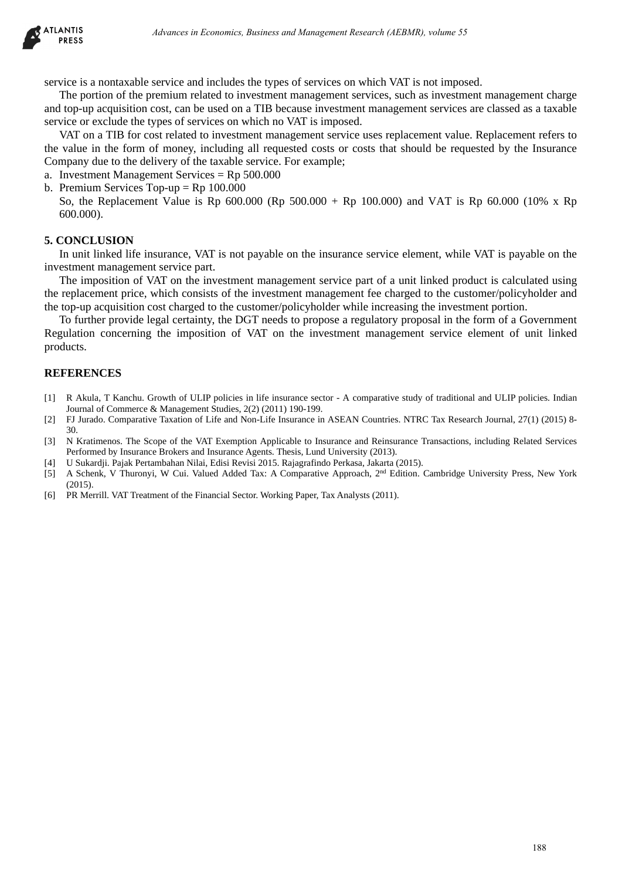service is a nontaxable service and includes the types of services on which VAT is not imposed.

The portion of the premium related to investment management services, such as investment management charge and top-up acquisition cost, can be used on a TIB because investment management services are classed as a taxable service or exclude the types of services on which no VAT is imposed.

VAT on a TIB for cost related to investment management service uses replacement value. Replacement refers to the value in the form of money, including all requested costs or costs that should be requested by the Insurance Company due to the delivery of the taxable service. For example;

a. Investment Management Services = Rp 500.000
b. Premium Services Top-up = Rp 100.000

So, the Replacement Value is Rp 600.000 (Rp 500.000 + Rp 100.000) and VAT is Rp 60.000 (10% x Rp 600.000).

## 5. CONCLUSION

In unit linked life insurance, VAT is not payable on the insurance service element, while VAT is payable on the investment management service part.

The imposition of VAT on the investment management service part of a unit linked product is calculated using the replacement price, which consists of the investment management fee charged to the customer/policyholder and the top-up acquisition cost charged to the customer/policyholder while increasing the investment portion.

To further provide legal certainty, the DGT needs to propose a regulatory proposal in the form of a Government Regulation concerning the imposition of VAT on the investment management service element of unit linked products.

## REFERENCES

[1] R Akula, T Kanchu. Growth of ULIP policies in life insurance sector - A comparative study of traditional and ULIP policies. Indian Journal of Commerce & Management Studies, 2(2) (2011) 190-199.

[2] FJ Jurado. Comparative Taxation of Life and Non-Life Insurance in ASEAN Countries. NTRC Tax Research Journal, 27(1) (2015) 8-30.

[3] N Kratimenos. The Scope of the VAT Exemption Applicable to Insurance and Reinsurance Transactions, including Related Services Performed by Insurance Brokers and Insurance Agents. Thesis, Lund University (2013).

[4] U Sukardji. Pajak Pertambahan Nilai, Edisi Revisi 2015. Rajagrafindo Perkasa, Jakarta (2015).

[5] A Schenk, V Thuronyi, W Cui. Valued Added Tax: A Comparative Approach, 2nd Edition. Cambridge University Press, New York (2015).

[6] PR Merrill. VAT Treatment of the Financial Sector. Working Paper, Tax Analysts (2011).